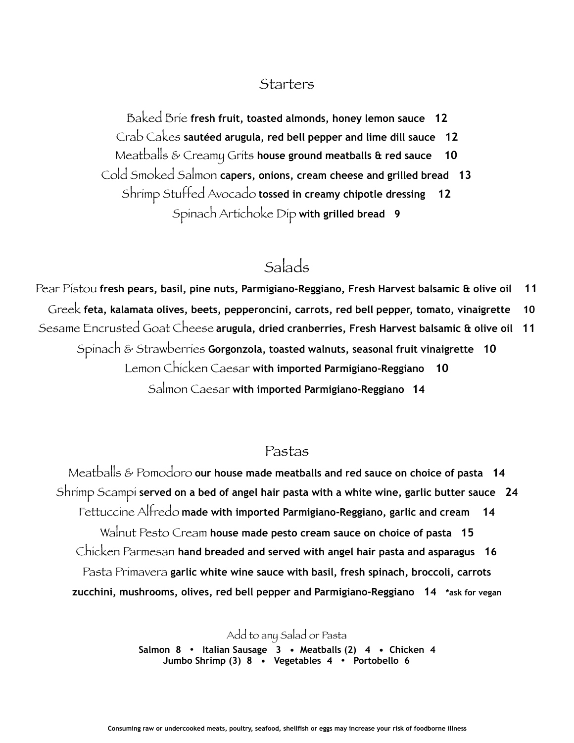## Starters

Baked Brie **fresh fruit, toasted almonds, honey lemon sauce 12**

Crab Cakes **sautéed arugula, red bell pepper and lime dill sauce 12**

Meatballs & Creamy Grits **house ground meatballs & red sauce 10**

Cold Smoked Salmon **capers, onions, cream cheese and grilled bread 13**

Shrimp Stuffed Avocado **tossed in creamy chipotle dressing 12**

Spinach Artichoke Dip **with grilled bread 9**

## Salads

Pear Pistou **fresh pears, basil, pine nuts, Parmigiano-Reggiano, Fresh Harvest balsamic & olive oil 11**

Greek **feta, kalamata olives, beets, pepperoncini, carrots, red bell pepper, tomato, vinaigrette 10**

Sesame Encrusted Goat Cheese **arugula, dried cranberries, Fresh Harvest balsamic & olive oil 11**

Spinach & Strawberries **Gorgonzola, toasted walnuts, seasonal fruit vinaigrette 10**

Lemon Chicken Caesar **with imported Parmigiano-Reggiano 10**

Salmon Caesar **with imported Parmigiano-Reggiano 14**

## Pastas

Meatballs & Pomodoro **our house made meatballs and red sauce on choice of pasta 14**

Shrimp Scampi **served on a bed of angel hair pasta with a white wine, garlic butter sauce 24**

Fettuccine Alfredo **made with imported Parmigiano-Reggiano, garlic and cream 14**

Walnut Pesto Cream **house made pesto cream sauce on choice of pasta 15**

Chicken Parmesan **hand breaded and served with angel hair pasta and asparagus 16**

Pasta Primavera **garlic white wine sauce with basil, fresh spinach, broccoli, carrots zucchini, mushrooms, olives, red bell pepper and Parmigiano-Reggiano 14** ***ask for vegan**

Add to any Salad or Pasta

**Salmon 8 • Italian Sausage 3 • Meatballs (2) 4 • Chicken 4**
**Jumbo Shrimp (3) 8 • Vegetables 4 • Portobello 6**

**Consuming raw or undercooked meats, poultry, seafood, shellfish or eggs may increase your risk of foodborne illness**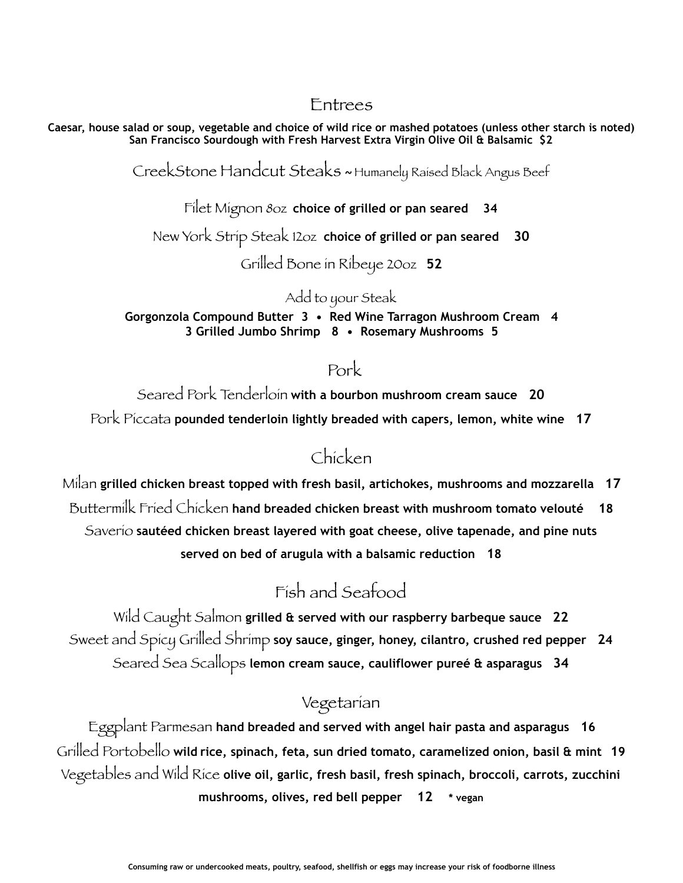# Entrees

**Caesar, house salad or soup, vegetable and choice of wild rice or mashed potatoes (unless other starch is noted)**
**San Francisco Sourdough with Fresh Harvest Extra Virgin Olive Oil & Balsamic $2**

## CreekStone Handcut Steaks ~ Humanely Raised Black Angus Beef

Filet Mignon 8oz **choice of grilled or pan seared 34**

New York Strip Steak 12oz **choice of grilled or pan seared 30**

Grilled Bone in Ribeye 20oz **52**

### Add to your Steak

**Gorgonzola Compound Butter 3 • Red Wine Tarragon Mushroom Cream 4**
**3 Grilled Jumbo Shrimp 8 • Rosemary Mushrooms 5**

## Pork

Seared Pork Tenderloin **with a bourbon mushroom cream sauce 20**

Pork Piccata **pounded tenderloin lightly breaded with capers, lemon, white wine 17**

## Chicken

Milan **grilled chicken breast topped with fresh basil, artichokes, mushrooms and mozzarella 17**

Buttermilk Fried Chicken **hand breaded chicken breast with mushroom tomato velouté 18**

Saverio **sautéed chicken breast layered with goat cheese, olive tapenade, and pine nuts served on bed of arugula with a balsamic reduction 18**

## Fish and Seafood

Wild Caught Salmon **grilled & served with our raspberry barbeque sauce 22**

Sweet and Spicy Grilled Shrimp **soy sauce, ginger, honey, cilantro, crushed red pepper 24**

Seared Sea Scallops **lemon cream sauce, cauliflower pureé & asparagus 34**

## Vegetarian

Eggplant Parmesan **hand breaded and served with angel hair pasta and asparagus 16**

Grilled Portobello **wild rice, spinach, feta, sun dried tomato, caramelized onion, basil & mint 19**

Vegetables and Wild Rice **olive oil, garlic, fresh basil, fresh spinach, broccoli, carrots, zucchini mushrooms, olives, red bell pepper 12** **\* vegan**

**Consuming raw or undercooked meats, poultry, seafood, shellfish or eggs may increase your risk of foodborne illness**